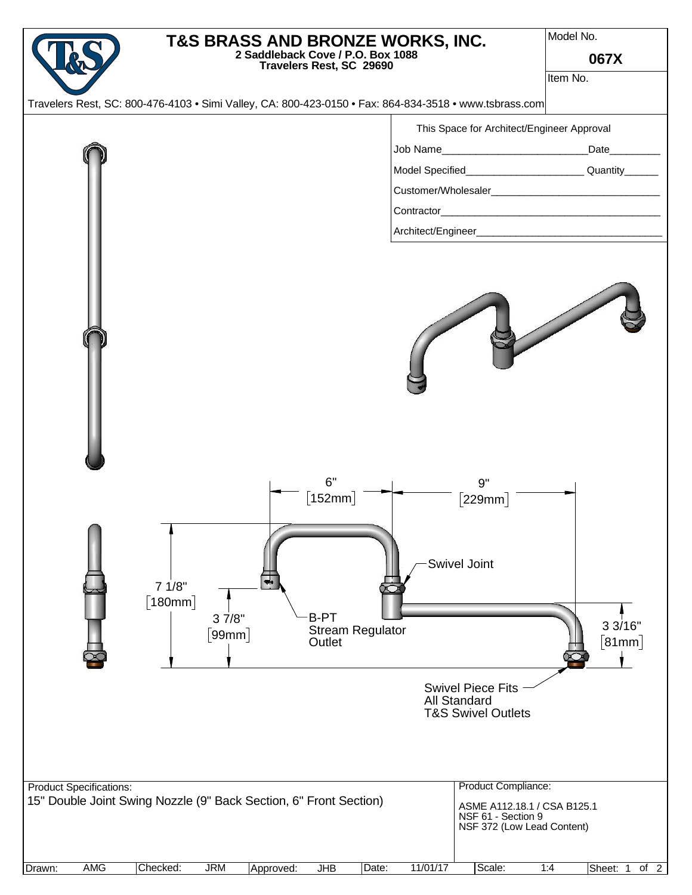# T&S BRASS AND BRONZE WORKS, INC.

**2 Saddleback Cove / P.O. Box 1088**
**Travelers Rest, SC 29690**

Travelers Rest, SC: 800-476-4103 • Simi Valley, CA: 800-423-0150 • Fax: 864-834-3518 • www.tsbrass.com

| Model No. | **067X** |
|---|---|
| Item No. | |

This Space for Architect/Engineer Approval

Job Name__________________________Date_________

Model Specified_____________________ Quantity______

Customer/Wholesaler______________________________

Contractor_______________________________________

Architect/Engineer_________________________________

6" [152mm]

9" [229mm]

Swivel Joint

7 1/8" [180mm]

3 7/8" [99mm]

B-PT Stream Regulator Outlet

3 3/16" [81mm]

Swivel Piece Fits All Standard T&S Swivel Outlets

**Product Specifications:**

15" Double Joint Swing Nozzle (9" Back Section, 6" Front Section)

**Product Compliance:**

ASME A112.18.1 / CSA B125.1
NSF 61 - Section 9
NSF 372 (Low Lead Content)

| Drawn: | AMG | Checked: | JRM | Approved: | JHB | Date: | 11/01/17 | Scale: | 1:4 | Sheet: 1 of 2 |
|---|---|---|---|---|---|---|---|---|---|---|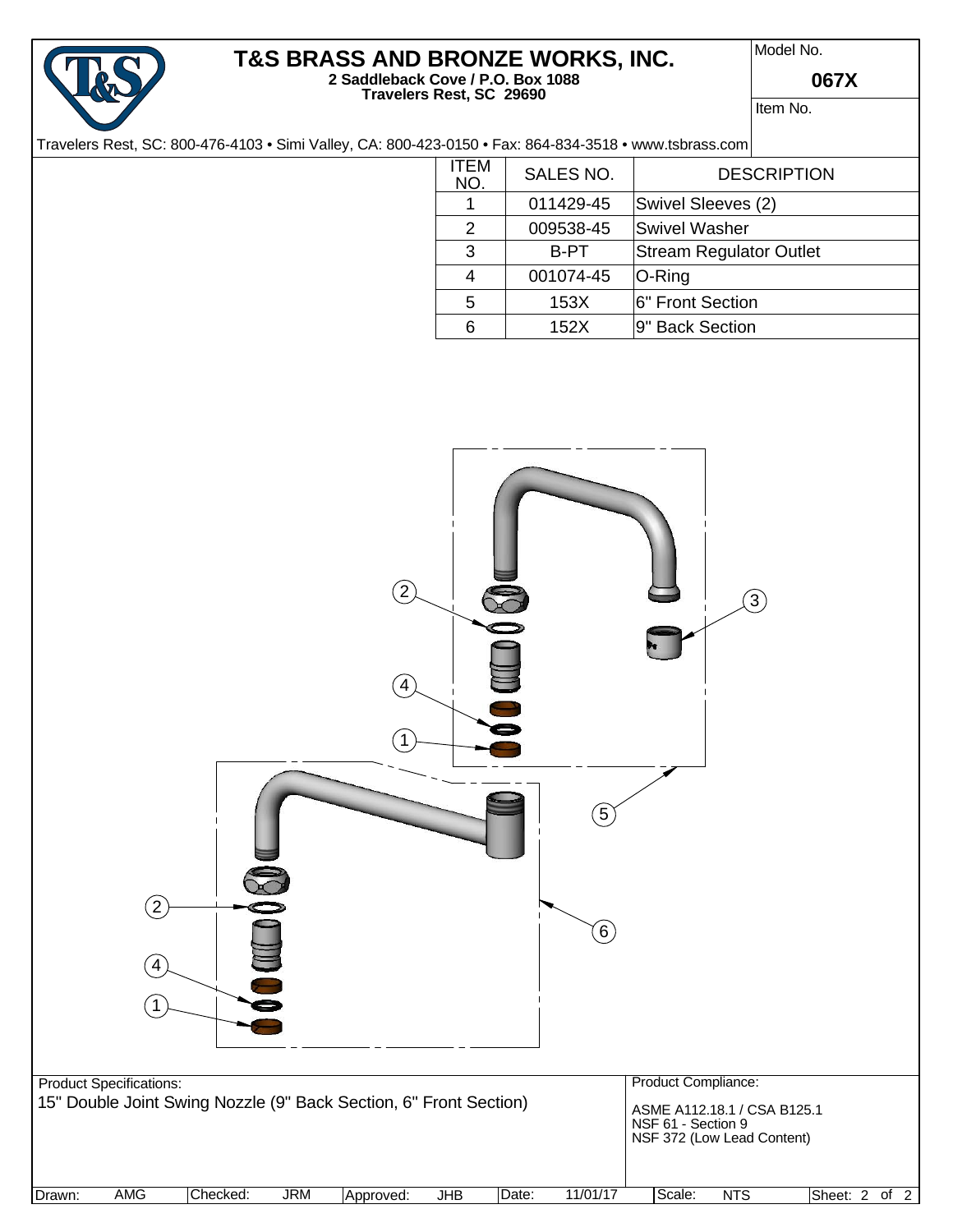# T&S BRASS AND BRONZE WORKS, INC.

**2 Saddleback Cove / P.O. Box 1088**
**Travelers Rest, SC 29690**

Travelers Rest, SC: 800-476-4103 • Simi Valley, CA: 800-423-0150 • Fax: 864-834-3518 • www.tsbrass.com

Model No. **067X**

Item No.

| ITEM NO. | SALES NO. | DESCRIPTION |
|---|---|---|
| 1 | 011429-45 | Swivel Sleeves (2) |
| 2 | 009538-45 | Swivel Washer |
| 3 | B-PT | Stream Regulator Outlet |
| 4 | 001074-45 | O-Ring |
| 5 | 153X | 6" Front Section |
| 6 | 152X | 9" Back Section |

2
3
4
1
5
2
6
4
1

Product Specifications:
15" Double Joint Swing Nozzle (9" Back Section, 6" Front Section)

Product Compliance:
ASME A112.18.1 / CSA B125.1
NSF 61 - Section 9
NSF 372 (Low Lead Content)

| Drawn: | AMG | Checked: | JRM | Approved: | JHB | Date: | 11/01/17 | Scale: | NTS |
|---|---|---|---|---|---|---|---|---|---|